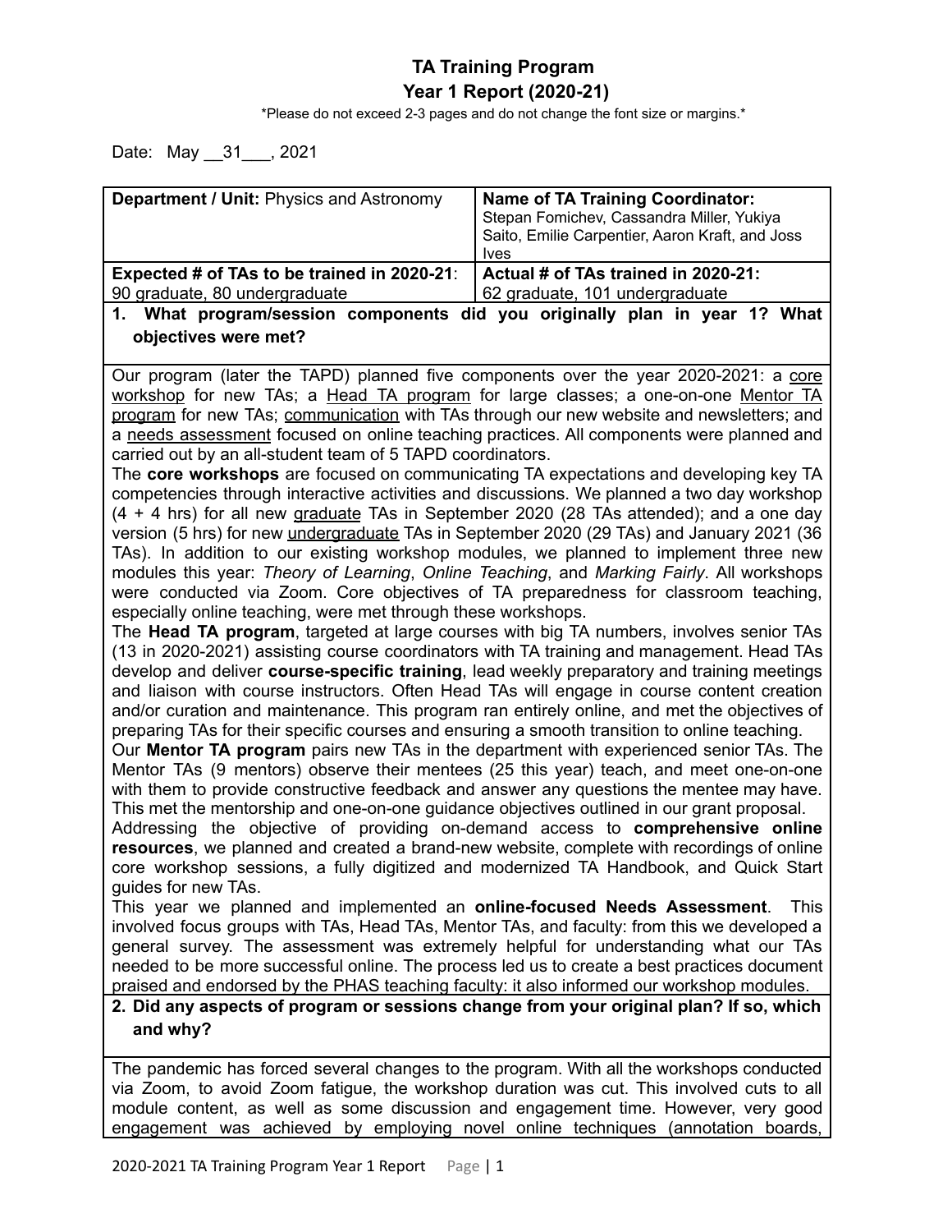# TA Training Program
## Year 1 Report (2020-21)

*Please do not exceed 2-3 pages and do not change the font size or margins.*

Date: May __31___, 2021

| **Department / Unit:** Physics and Astronomy | **Name of TA Training Coordinator:** Stepan Fomichev, Cassandra Miller, Yukiya Saito, Emilie Carpentier, Aaron Kraft, and Joss Ives |
|---|---|
| **Expected # of TAs to be trained in 2020-21**: 90 graduate, 80 undergraduate | **Actual # of TAs trained in 2020-21:** 62 graduate, 101 undergraduate |

**1. What program/session components did you originally plan in year 1? What objectives were met?**

Our program (later the TAPD) planned five components over the year 2020-2021: a core workshop for new TAs; a Head TA program for large classes; a one-on-one Mentor TA program for new TAs; communication with TAs through our new website and newsletters; and a needs assessment focused on online teaching practices. All components were planned and carried out by an all-student team of 5 TAPD coordinators.

The **core workshops** are focused on communicating TA expectations and developing key TA competencies through interactive activities and discussions. We planned a two day workshop (4 + 4 hrs) for all new graduate TAs in September 2020 (28 TAs attended); and a one day version (5 hrs) for new undergraduate TAs in September 2020 (29 TAs) and January 2021 (36 TAs). In addition to our existing workshop modules, we planned to implement three new modules this year: *Theory of Learning*, *Online Teaching*, and *Marking Fairly*. All workshops were conducted via Zoom. Core objectives of TA preparedness for classroom teaching, especially online teaching, were met through these workshops.

The **Head TA program**, targeted at large courses with big TA numbers, involves senior TAs (13 in 2020-2021) assisting course coordinators with TA training and management. Head TAs develop and deliver **course-specific training**, lead weekly preparatory and training meetings and liaison with course instructors. Often Head TAs will engage in course content creation and/or curation and maintenance. This program ran entirely online, and met the objectives of preparing TAs for their specific courses and ensuring a smooth transition to online teaching.

Our **Mentor TA program** pairs new TAs in the department with experienced senior TAs. The Mentor TAs (9 mentors) observe their mentees (25 this year) teach, and meet one-on-one with them to provide constructive feedback and answer any questions the mentee may have. This met the mentorship and one-on-one guidance objectives outlined in our grant proposal.

Addressing the objective of providing on-demand access to **comprehensive online resources**, we planned and created a brand-new website, complete with recordings of online core workshop sessions, a fully digitized and modernized TA Handbook, and Quick Start guides for new TAs.

This year we planned and implemented an **online-focused Needs Assessment**. This involved focus groups with TAs, Head TAs, Mentor TAs, and faculty: from this we developed a general survey. The assessment was extremely helpful for understanding what our TAs needed to be more successful online. The process led us to create a best practices document praised and endorsed by the PHAS teaching faculty: it also informed our workshop modules.

**2. Did any aspects of program or sessions change from your original plan? If so, which and why?**

The pandemic has forced several changes to the program. With all the workshops conducted via Zoom, to avoid Zoom fatigue, the workshop duration was cut. This involved cuts to all module content, as well as some discussion and engagement time. However, very good engagement was achieved by employing novel online techniques (annotation boards,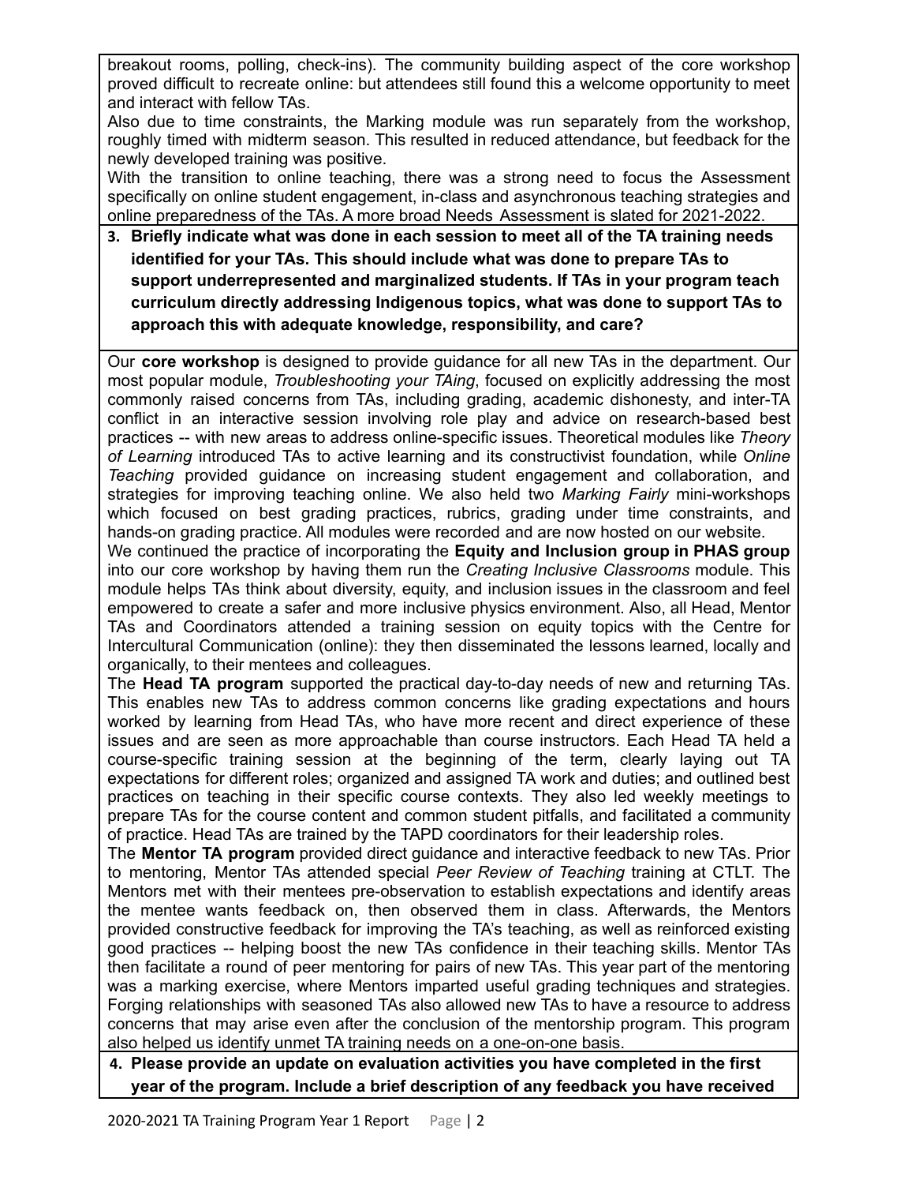breakout rooms, polling, check-ins). The community building aspect of the core workshop proved difficult to recreate online: but attendees still found this a welcome opportunity to meet and interact with fellow TAs.

Also due to time constraints, the Marking module was run separately from the workshop, roughly timed with midterm season. This resulted in reduced attendance, but feedback for the newly developed training was positive.

With the transition to online teaching, there was a strong need to focus the Assessment specifically on online student engagement, in-class and asynchronous teaching strategies and online preparedness of the TAs. A more broad Needs Assessment is slated for 2021-2022.

**3. Briefly indicate what was done in each session to meet all of the TA training needs identified for your TAs. This should include what was done to prepare TAs to support underrepresented and marginalized students. If TAs in your program teach curriculum directly addressing Indigenous topics, what was done to support TAs to approach this with adequate knowledge, responsibility, and care?**

Our **core workshop** is designed to provide guidance for all new TAs in the department. Our most popular module, *Troubleshooting your TAing*, focused on explicitly addressing the most commonly raised concerns from TAs, including grading, academic dishonesty, and inter-TA conflict in an interactive session involving role play and advice on research-based best practices -- with new areas to address online-specific issues. Theoretical modules like *Theory of Learning* introduced TAs to active learning and its constructivist foundation, while *Online Teaching* provided guidance on increasing student engagement and collaboration, and strategies for improving teaching online. We also held two *Marking Fairly* mini-workshops which focused on best grading practices, rubrics, grading under time constraints, and hands-on grading practice. All modules were recorded and are now hosted on our website.

We continued the practice of incorporating the **Equity and Inclusion group in PHAS group** into our core workshop by having them run the *Creating Inclusive Classrooms* module. This module helps TAs think about diversity, equity, and inclusion issues in the classroom and feel empowered to create a safer and more inclusive physics environment. Also, all Head, Mentor TAs and Coordinators attended a training session on equity topics with the Centre for Intercultural Communication (online): they then disseminated the lessons learned, locally and organically, to their mentees and colleagues.

The **Head TA program** supported the practical day-to-day needs of new and returning TAs. This enables new TAs to address common concerns like grading expectations and hours worked by learning from Head TAs, who have more recent and direct experience of these issues and are seen as more approachable than course instructors. Each Head TA held a course-specific training session at the beginning of the term, clearly laying out TA expectations for different roles; organized and assigned TA work and duties; and outlined best practices on teaching in their specific course contexts. They also led weekly meetings to prepare TAs for the course content and common student pitfalls, and facilitated a community of practice. Head TAs are trained by the TAPD coordinators for their leadership roles.

The **Mentor TA program** provided direct guidance and interactive feedback to new TAs. Prior to mentoring, Mentor TAs attended special *Peer Review of Teaching* training at CTLT. The Mentors met with their mentees pre-observation to establish expectations and identify areas the mentee wants feedback on, then observed them in class. Afterwards, the Mentors provided constructive feedback for improving the TA's teaching, as well as reinforced existing good practices -- helping boost the new TAs confidence in their teaching skills. Mentor TAs then facilitate a round of peer mentoring for pairs of new TAs. This year part of the mentoring was a marking exercise, where Mentors imparted useful grading techniques and strategies. Forging relationships with seasoned TAs also allowed new TAs to have a resource to address concerns that may arise even after the conclusion of the mentorship program. This program also helped us identify unmet TA training needs on a one-on-one basis.

**4. Please provide an update on evaluation activities you have completed in the first year of the program. Include a brief description of any feedback you have received**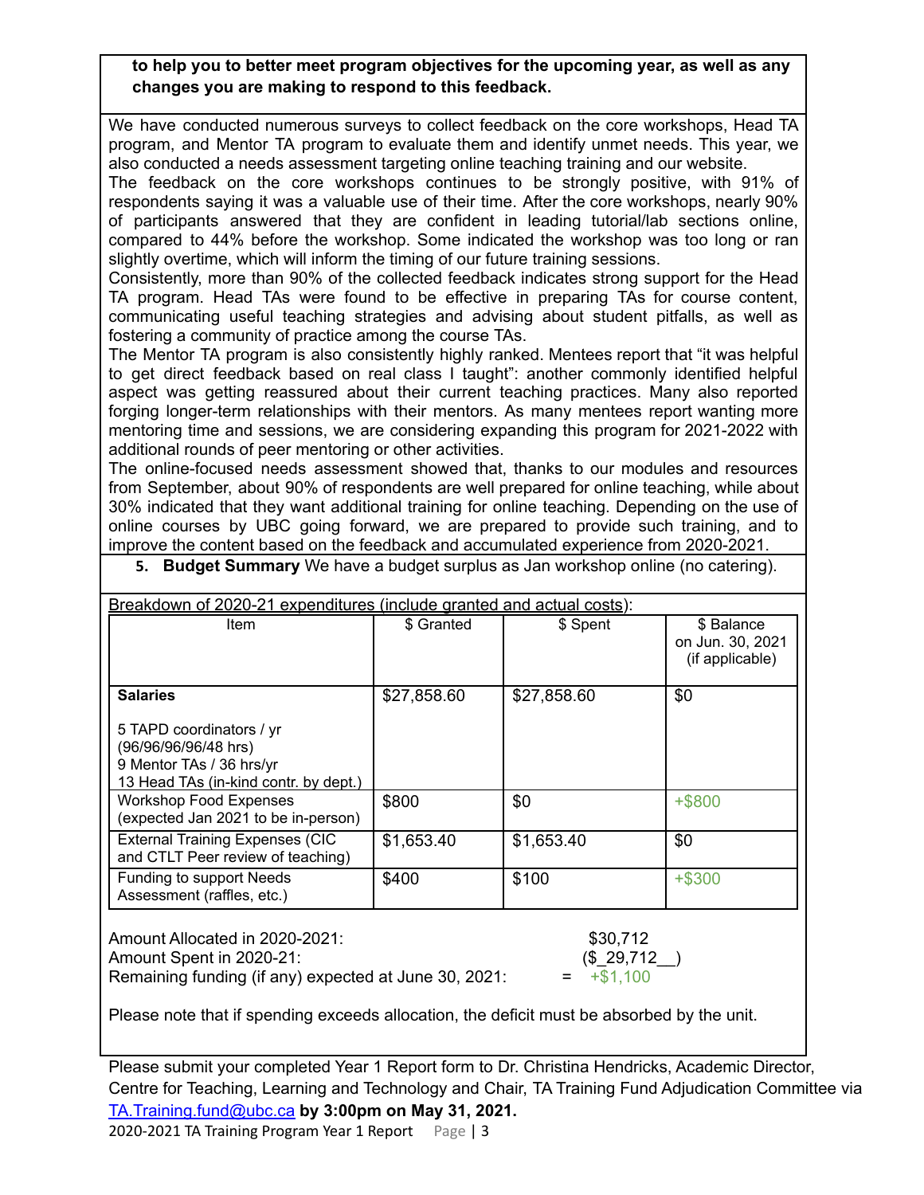**to help you to better meet program objectives for the upcoming year, as well as any changes you are making to respond to this feedback.**

We have conducted numerous surveys to collect feedback on the core workshops, Head TA program, and Mentor TA program to evaluate them and identify unmet needs. This year, we also conducted a needs assessment targeting online teaching training and our website.

The feedback on the core workshops continues to be strongly positive, with 91% of respondents saying it was a valuable use of their time. After the core workshops, nearly 90% of participants answered that they are confident in leading tutorial/lab sections online, compared to 44% before the workshop. Some indicated the workshop was too long or ran slightly overtime, which will inform the timing of our future training sessions.

Consistently, more than 90% of the collected feedback indicates strong support for the Head TA program. Head TAs were found to be effective in preparing TAs for course content, communicating useful teaching strategies and advising about student pitfalls, as well as fostering a community of practice among the course TAs.

The Mentor TA program is also consistently highly ranked. Mentees report that "it was helpful to get direct feedback based on real class I taught": another commonly identified helpful aspect was getting reassured about their current teaching practices. Many also reported forging longer-term relationships with their mentors. As many mentees report wanting more mentoring time and sessions, we are considering expanding this program for 2021-2022 with additional rounds of peer mentoring or other activities.

The online-focused needs assessment showed that, thanks to our modules and resources from September, about 90% of respondents are well prepared for online teaching, while about 30% indicated that they want additional training for online teaching. Depending on the use of online courses by UBC going forward, we are prepared to provide such training, and to improve the content based on the feedback and accumulated experience from 2020-2021.

5. **Budget Summary** We have a budget surplus as Jan workshop online (no catering).

Breakdown of 2020-21 expenditures (include granted and actual costs):

| Item | $ Granted | $ Spent | $ Balance on Jun. 30, 2021 (if applicable) |
|---|---|---|---|
| **Salaries**<br><br>5 TAPD coordinators / yr (96/96/96/96/48 hrs)<br>9 Mentor TAs / 36 hrs/yr<br>13 Head TAs (in-kind contr. by dept.) | $27,858.60 | $27,858.60 | $0 |
| Workshop Food Expenses (expected Jan 2021 to be in-person) | $800 | $0 | +$800 |
| External Training Expenses (CIC and CTLT Peer review of teaching) | $1,653.40 | $1,653.40 | $0 |
| Funding to support Needs Assessment (raffles, etc.) | $400 | $100 | +$300 |

Amount Allocated in 2020-2021: $30,712

Amount Spent in 2020-21: ($_29,712__)

Remaining funding (if any) expected at June 30, 2021: = +$1,100

Please note that if spending exceeds allocation, the deficit must be absorbed by the unit.

Please submit your completed Year 1 Report form to Dr. Christina Hendricks, Academic Director, Centre for Teaching, Learning and Technology and Chair, TA Training Fund Adjudication Committee via TA.Training.fund@ubc.ca **by 3:00pm on May 31, 2021.**